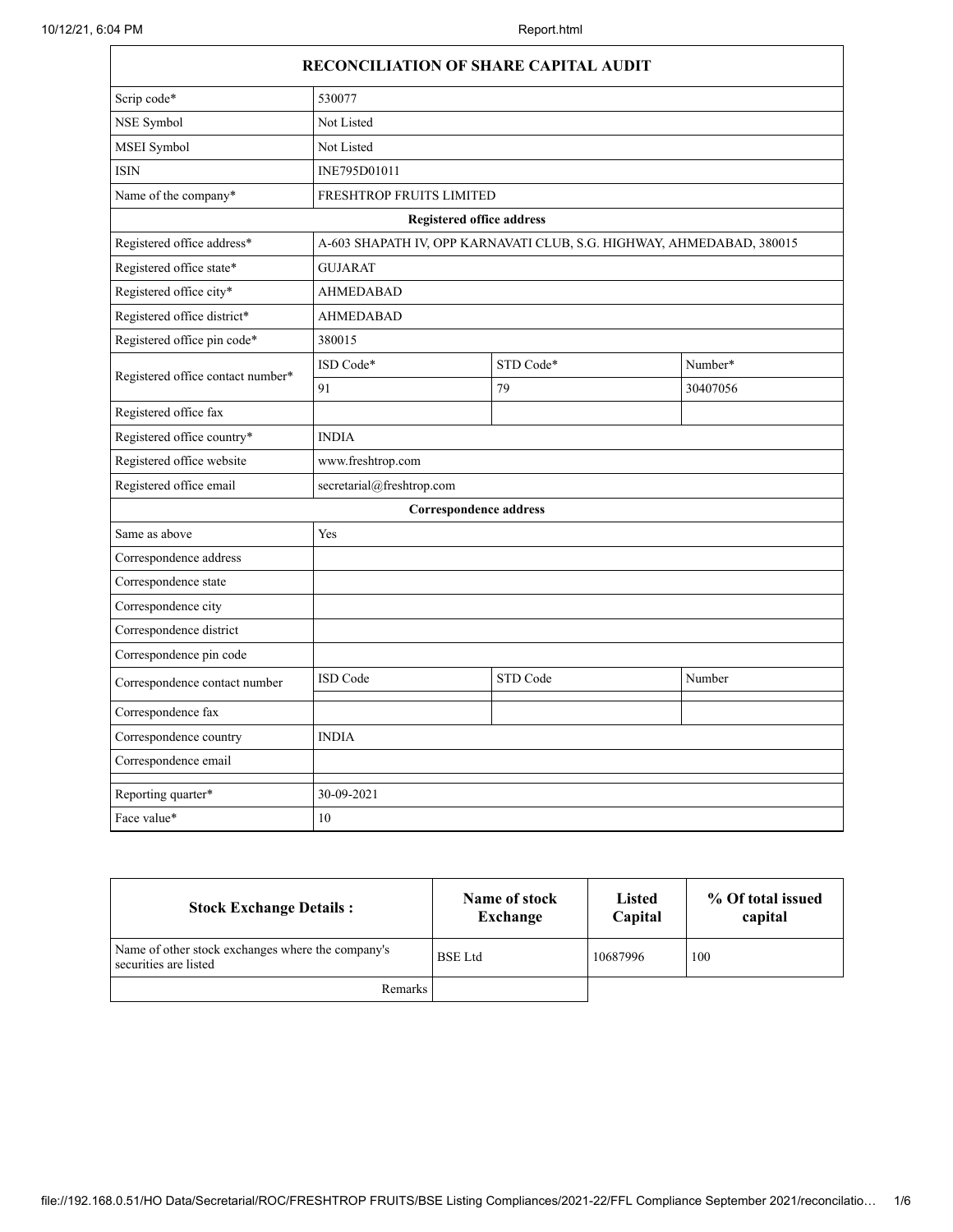# RECONCILIATION OF SHARE CAPITAL AUDIT

| | | | |
|---|---|---|---|
| Scrip code* | 530077 | | |
| NSE Symbol | Not Listed | | |
| MSEI Symbol | Not Listed | | |
| ISIN | INE795D01011 | | |
| Name of the company* | FRESHTROP FRUITS LIMITED | | |
| **Registered office address** | | | |
| Registered office address* | A-603 SHAPATH IV, OPP KARNAVATI CLUB, S.G. HIGHWAY, AHMEDABAD, 380015 | | |
| Registered office state* | GUJARAT | | |
| Registered office city* | AHMEDABAD | | |
| Registered office district* | AHMEDABAD | | |
| Registered office pin code* | 380015 | | |
| Registered office contact number* | ISD Code* | STD Code* | Number* |
| | 91 | 79 | 30407056 |
| Registered office fax | | | |
| Registered office country* | INDIA | | |
| Registered office website | www.freshtrop.com | | |
| Registered office email | secretarial@freshtrop.com | | |
| **Correspondence address** | | | |
| Same as above | Yes | | |
| Correspondence address | | | |
| Correspondence state | | | |
| Correspondence city | | | |
| Correspondence district | | | |
| Correspondence pin code | | | |
| Correspondence contact number | ISD Code | STD Code | Number |
| | | | |
| Correspondence fax | | | |
| Correspondence country | INDIA | | |
| Correspondence email | | | |
| Reporting quarter* | 30-09-2021 | | |
| Face value* | 10 | | |

| Stock Exchange Details : | Name of stock Exchange | Listed Capital | % Of total issued capital |
|---|---|---|---|
| Name of other stock exchanges where the company's securities are listed | BSE Ltd | 10687996 | 100 |
| Remarks | | | |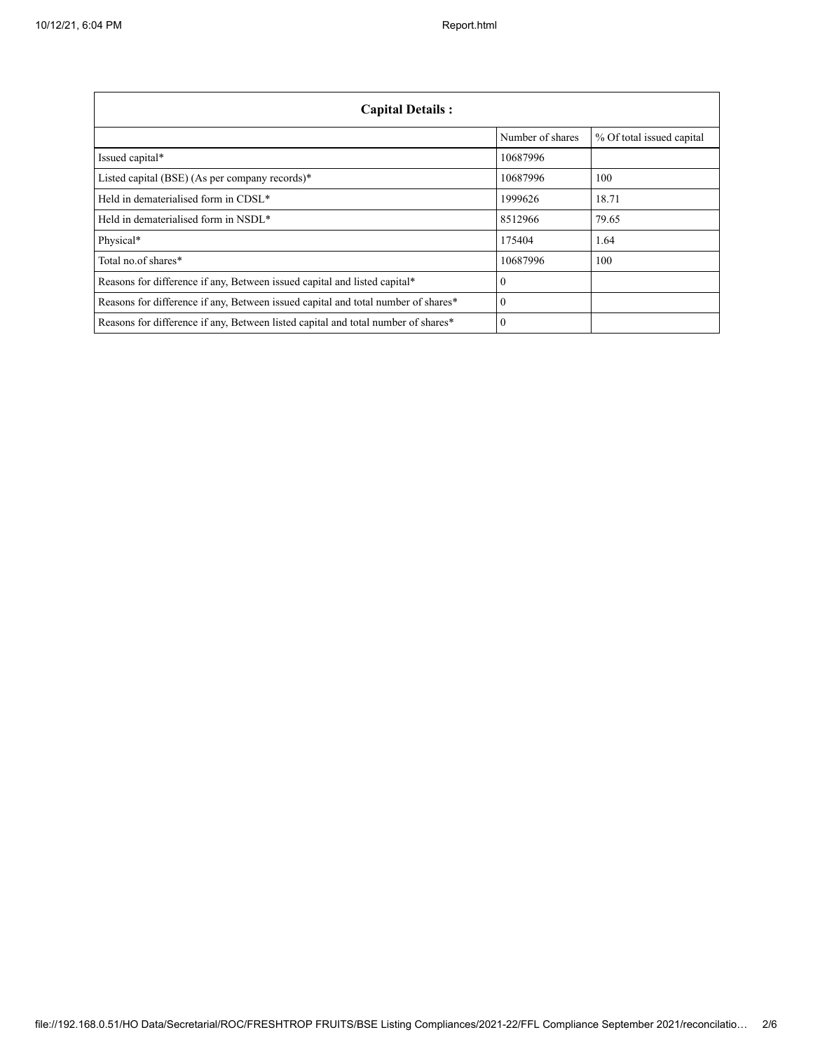| Capital Details : | | |
|---|---|---|
| | Number of shares | % Of total issued capital |
| Issued capital* | 10687996 | |
| Listed capital (BSE) (As per company records)* | 10687996 | 100 |
| Held in dematerialised form in CDSL* | 1999626 | 18.71 |
| Held in dematerialised form in NSDL* | 8512966 | 79.65 |
| Physical* | 175404 | 1.64 |
| Total no.of shares* | 10687996 | 100 |
| Reasons for difference if any, Between issued capital and listed capital* | 0 | |
| Reasons for difference if any, Between issued capital and total number of shares* | 0 | |
| Reasons for difference if any, Between listed capital and total number of shares* | 0 | |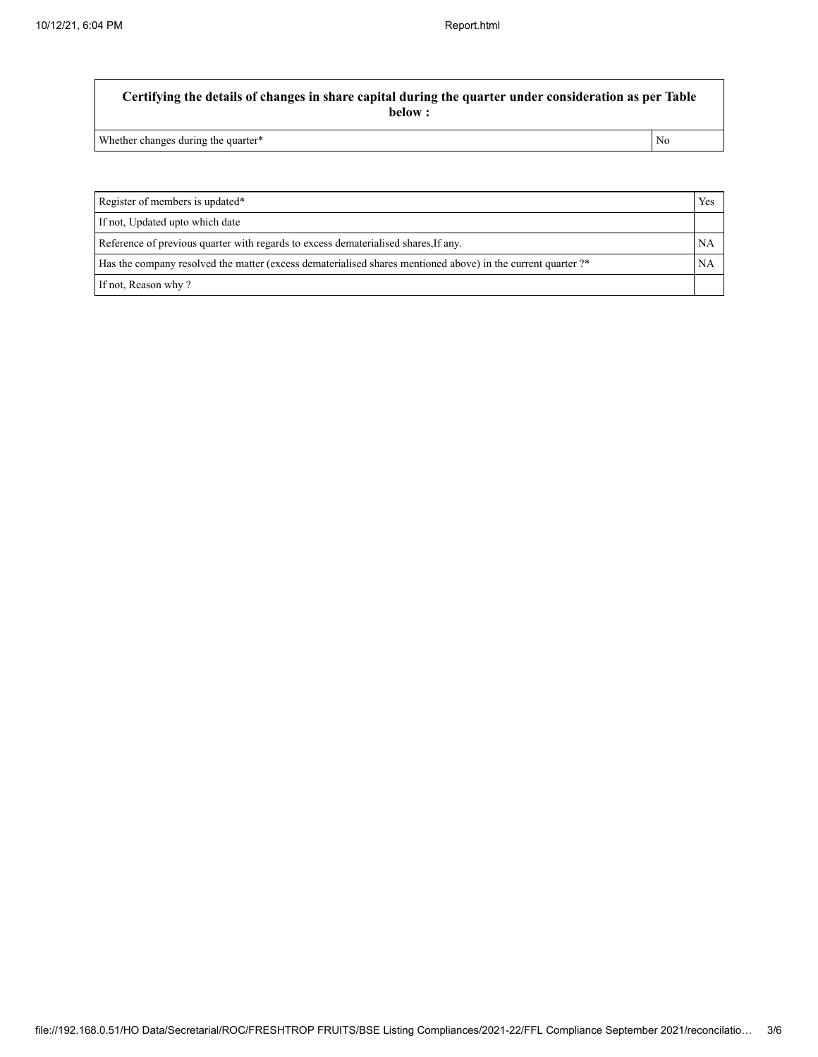| Certifying the details of changes in share capital during the quarter under consideration as per Table below : | |
|---|---|
| Whether changes during the quarter* | No |

| | |
|---|---|
| Register of members is updated* | Yes |
| If not, Updated upto which date | |
| Reference of previous quarter with regards to excess dematerialised shares,If any. | NA |
| Has the company resolved the matter (excess dematerialised shares mentioned above) in the current quarter ?* | NA |
| If not, Reason why ? | |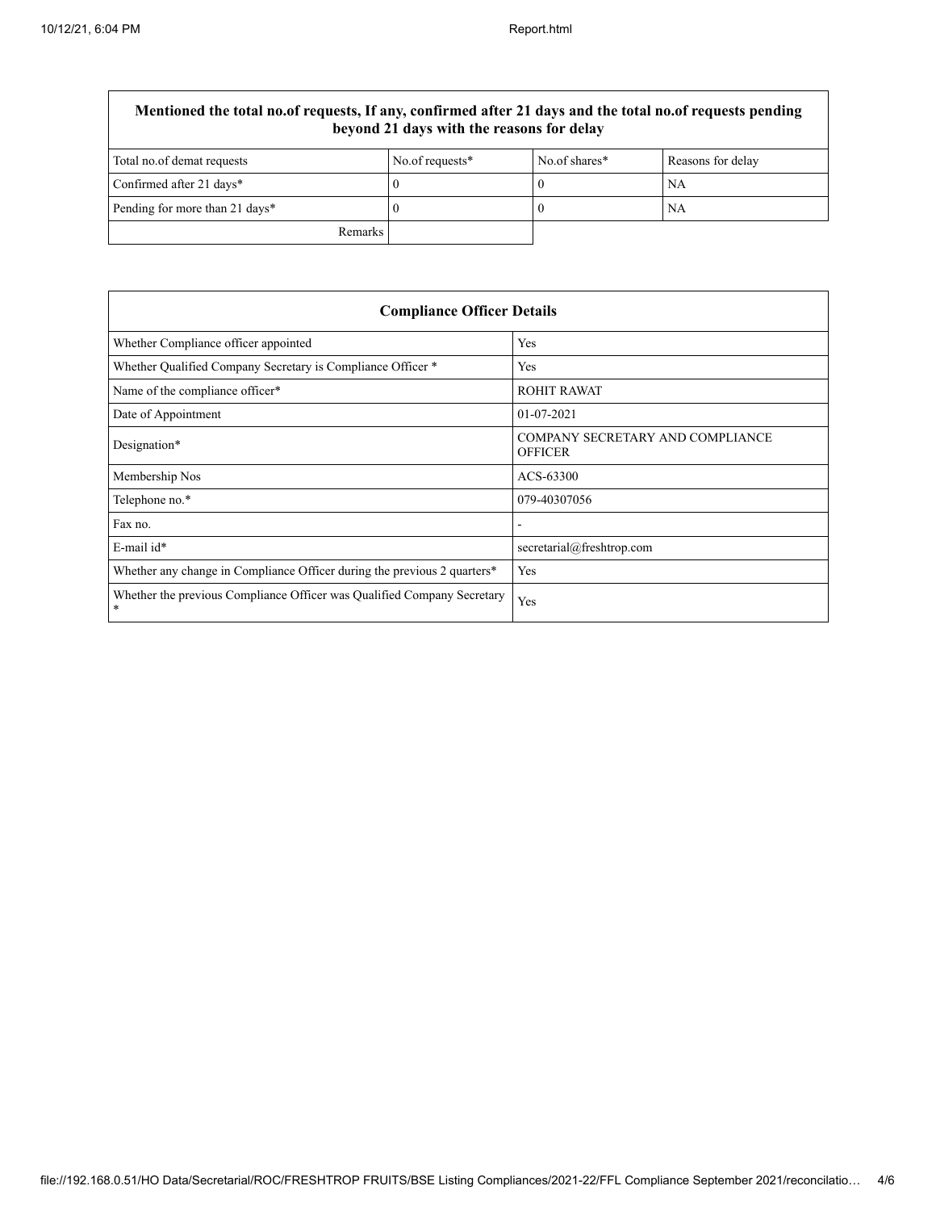| Mentioned the total no.of requests, If any, confirmed after 21 days and the total no.of requests pending beyond 21 days with the reasons for delay | | | |
|---|---|---|---|
| Total no.of demat requests | No.of requests* | No.of shares* | Reasons for delay |
| Confirmed after 21 days* | 0 | 0 | NA |
| Pending for more than 21 days* | 0 | 0 | NA |
| Remarks | | | |

| Compliance Officer Details | |
|---|---|
| Whether Compliance officer appointed | Yes |
| Whether Qualified Company Secretary is Compliance Officer * | Yes |
| Name of the compliance officer* | ROHIT RAWAT |
| Date of Appointment | 01-07-2021 |
| Designation* | COMPANY SECRETARY AND COMPLIANCE OFFICER |
| Membership Nos | ACS-63300 |
| Telephone no.* | 079-40307056 |
| Fax no. | - |
| E-mail id* | secretarial@freshtrop.com |
| Whether any change in Compliance Officer during the previous 2 quarters* | Yes |
| Whether the previous Compliance Officer was Qualified Company Secretary * | Yes |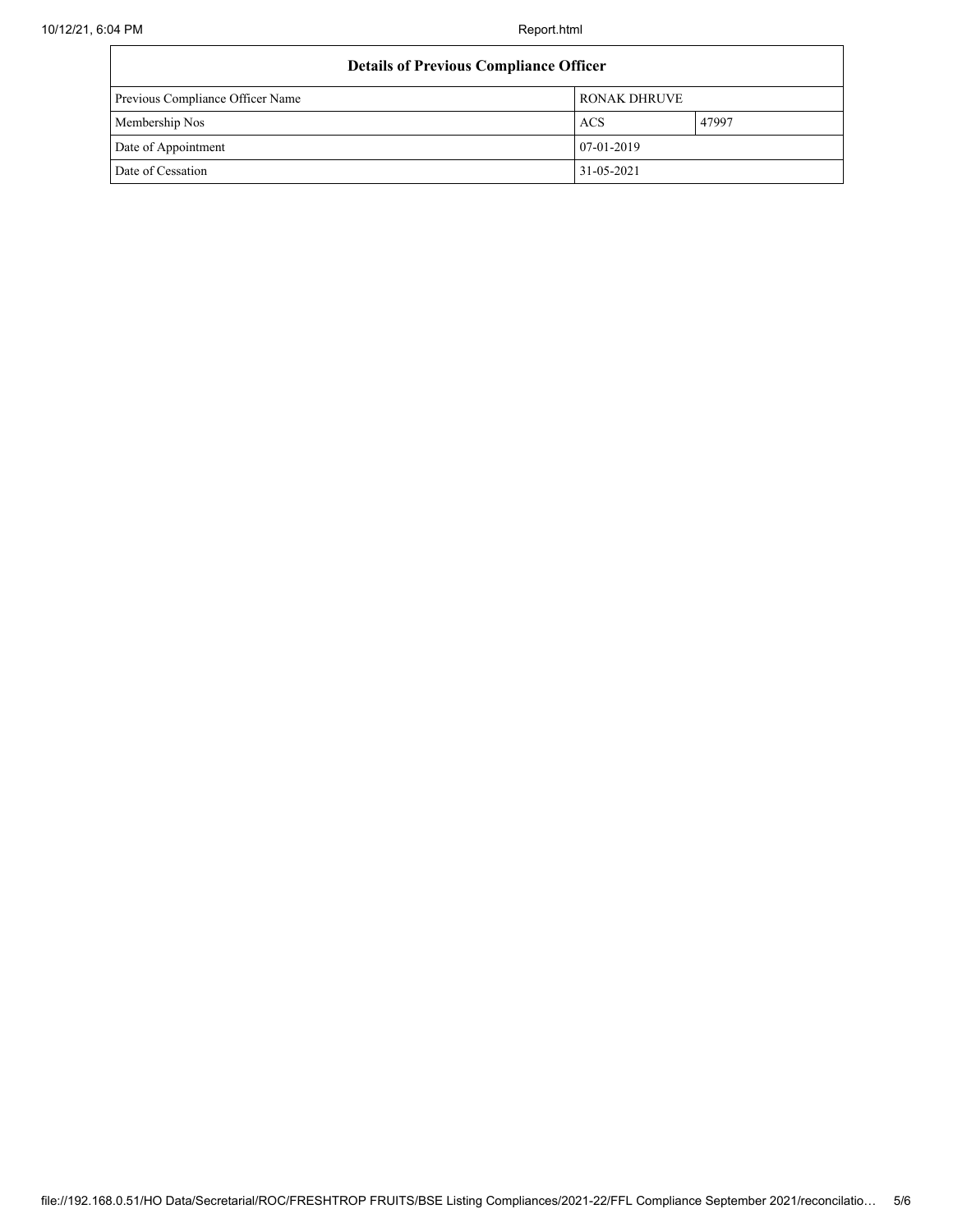| Details of Previous Compliance Officer | | |
|---|---|---|
| Previous Compliance Officer Name | RONAK DHRUVE | |
| Membership Nos | ACS | 47997 |
| Date of Appointment | 07-01-2019 | |
| Date of Cessation | 31-05-2021 | |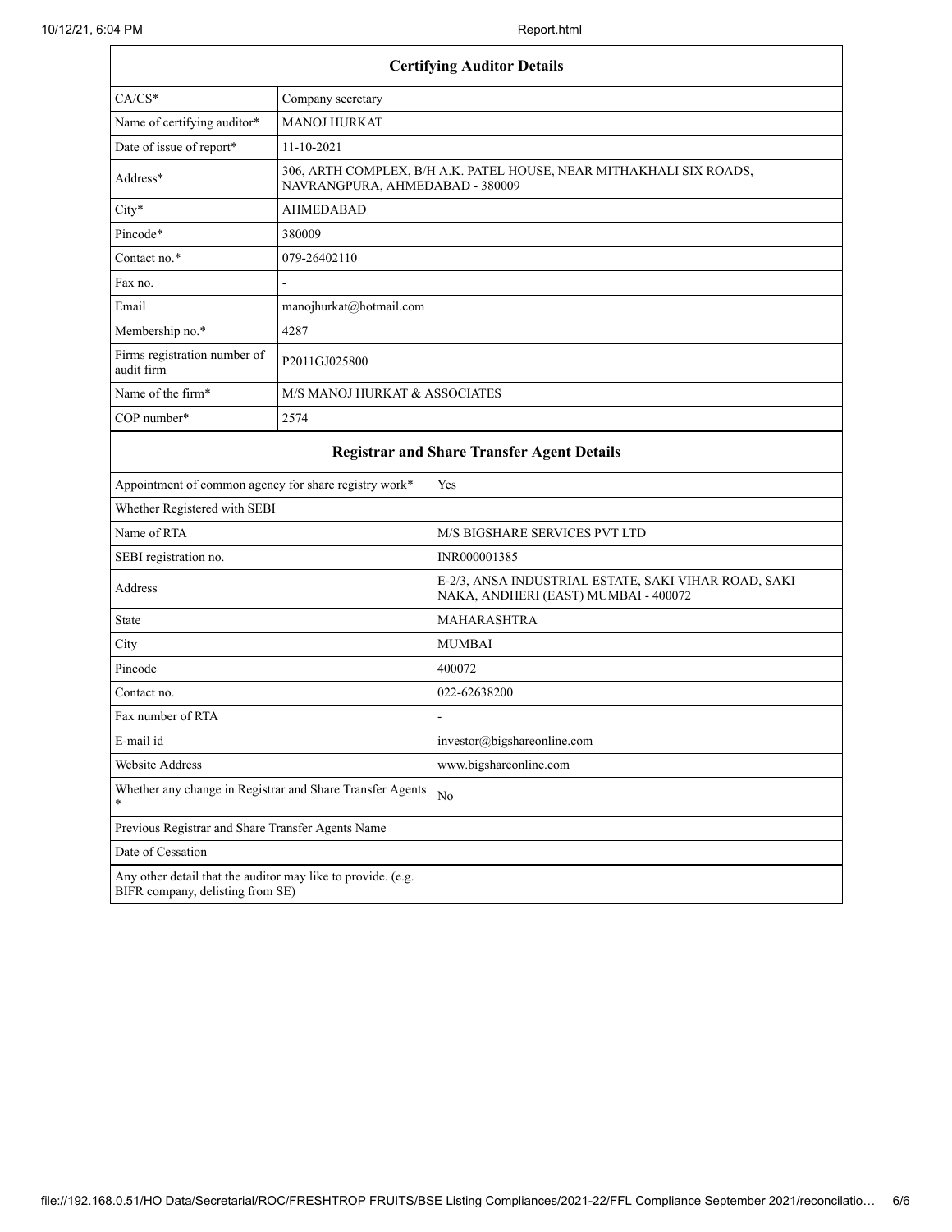## Certifying Auditor Details

| | |
|---|---|
| CA/CS* | Company secretary |
| Name of certifying auditor* | MANOJ HURKAT |
| Date of issue of report* | 11-10-2021 |
| Address* | 306, ARTH COMPLEX, B/H A.K. PATEL HOUSE, NEAR MITHAKHALI SIX ROADS, NAVRANGPURA, AHMEDABAD - 380009 |
| City* | AHMEDABAD |
| Pincode* | 380009 |
| Contact no.* | 079-26402110 |
| Fax no. | - |
| Email | manojhurkat@hotmail.com |
| Membership no.* | 4287 |
| Firms registration number of audit firm | P2011GJ025800 |
| Name of the firm* | M/S MANOJ HURKAT & ASSOCIATES |
| COP number* | 2574 |

## Registrar and Share Transfer Agent Details

| | |
|---|---|
| Appointment of common agency for share registry work* | Yes |
| Whether Registered with SEBI | |
| Name of RTA | M/S BIGSHARE SERVICES PVT LTD |
| SEBI registration no. | INR000001385 |
| Address | E-2/3, ANSA INDUSTRIAL ESTATE, SAKI VIHAR ROAD, SAKI NAKA, ANDHERI (EAST) MUMBAI - 400072 |
| State | MAHARASHTRA |
| City | MUMBAI |
| Pincode | 400072 |
| Contact no. | 022-62638200 |
| Fax number of RTA | - |
| E-mail id | investor@bigshareonline.com |
| Website Address | www.bigshareonline.com |
| Whether any change in Registrar and Share Transfer Agents * | No |
| Previous Registrar and Share Transfer Agents Name | |
| Date of Cessation | |
| Any other detail that the auditor may like to provide. (e.g. BIFR company, delisting from SE) | |